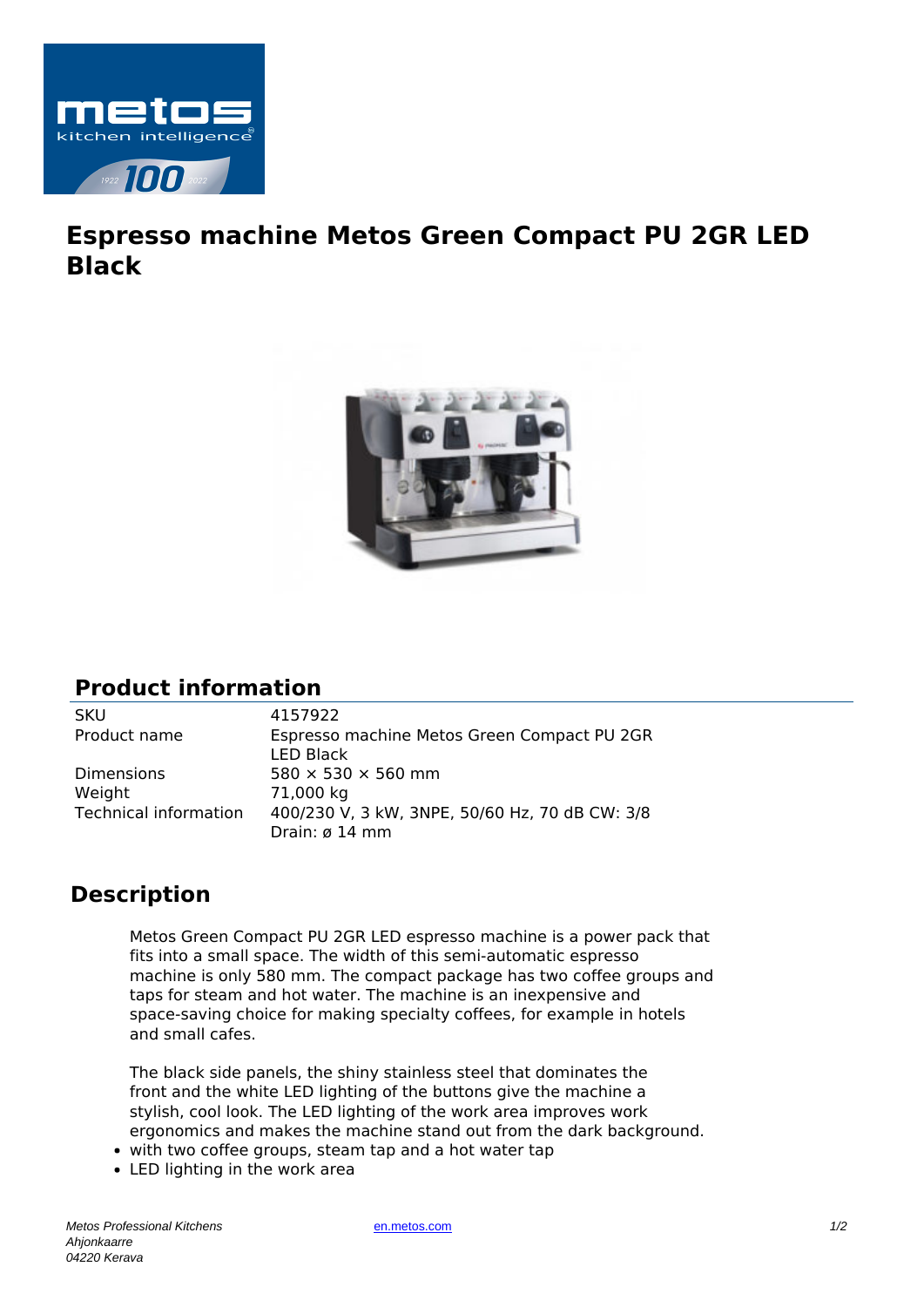# Espresso machine Metos Green Compact PU 2GR LED Black

## Product information

| | |
|---|---|
| SKU | 4157922 |
| Product name | Espresso machine Metos Green Compact PU 2GR LED Black |
| Dimensions | 580 × 530 × 560 mm |
| Weight | 71,000 kg |
| Technical information | 400/230 V, 3 kW, 3NPE, 50/60 Hz, 70 dB CW: 3/8 Drain: ø 14 mm |

## Description

Metos Green Compact PU 2GR LED espresso machine is a power pack that fits into a small space. The width of this semi-automatic espresso machine is only 580 mm. The compact package has two coffee groups and taps for steam and hot water. The machine is an inexpensive and space-saving choice for making specialty coffees, for example in hotels and small cafes.

The black side panels, the shiny stainless steel that dominates the front and the white LED lighting of the buttons give the machine a stylish, cool look. The LED lighting of the work area improves work ergonomics and makes the machine stand out from the dark background.

- with two coffee groups, steam tap and a hot water tap
- LED lighting in the work area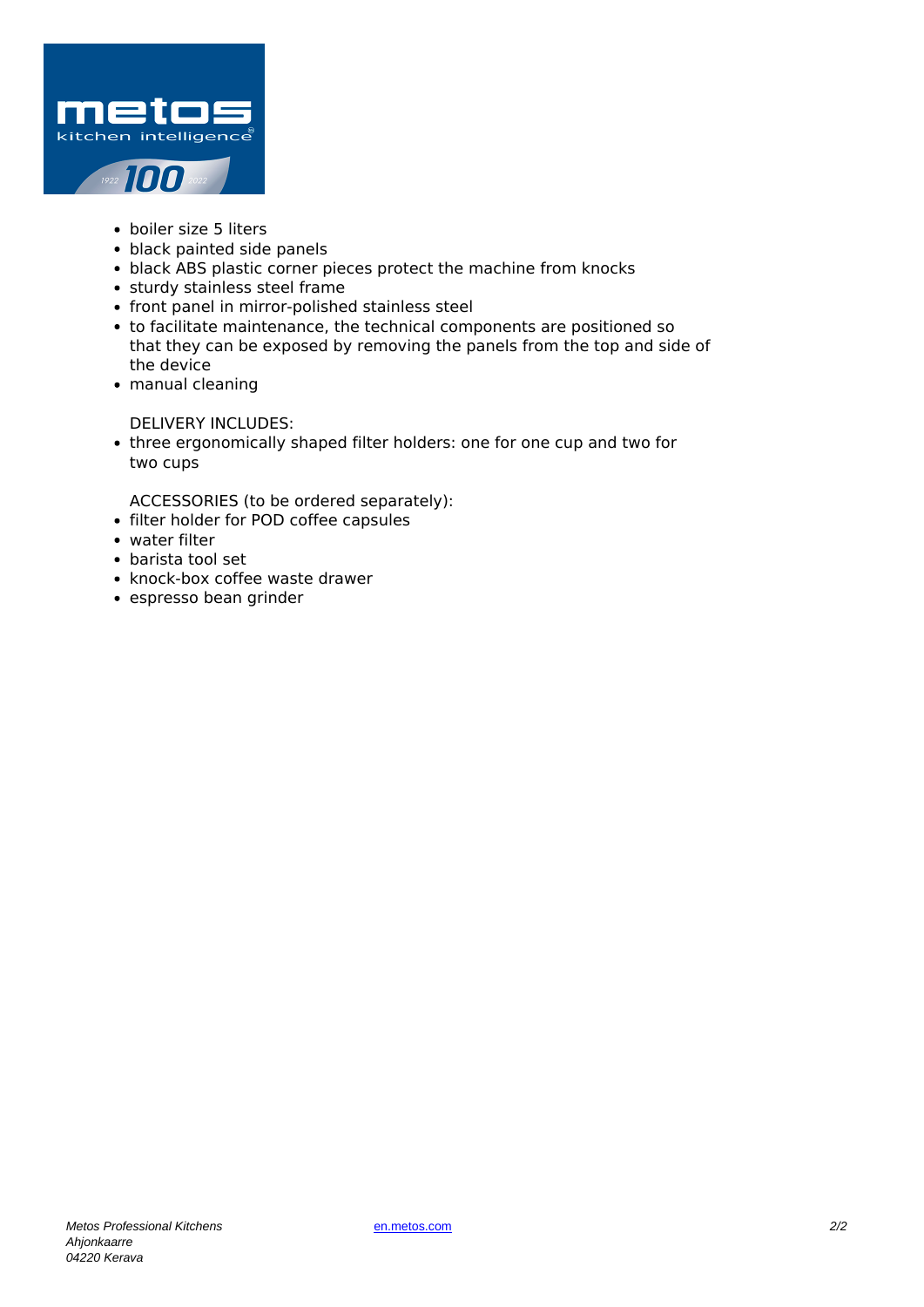- boiler size 5 liters
- black painted side panels
- black ABS plastic corner pieces protect the machine from knocks
- sturdy stainless steel frame
- front panel in mirror-polished stainless steel
- to facilitate maintenance, the technical components are positioned so that they can be exposed by removing the panels from the top and side of the device
- manual cleaning

DELIVERY INCLUDES:

- three ergonomically shaped filter holders: one for one cup and two for two cups

ACCESSORIES (to be ordered separately):

- filter holder for POD coffee capsules
- water filter
- barista tool set
- knock-box coffee waste drawer
- espresso bean grinder